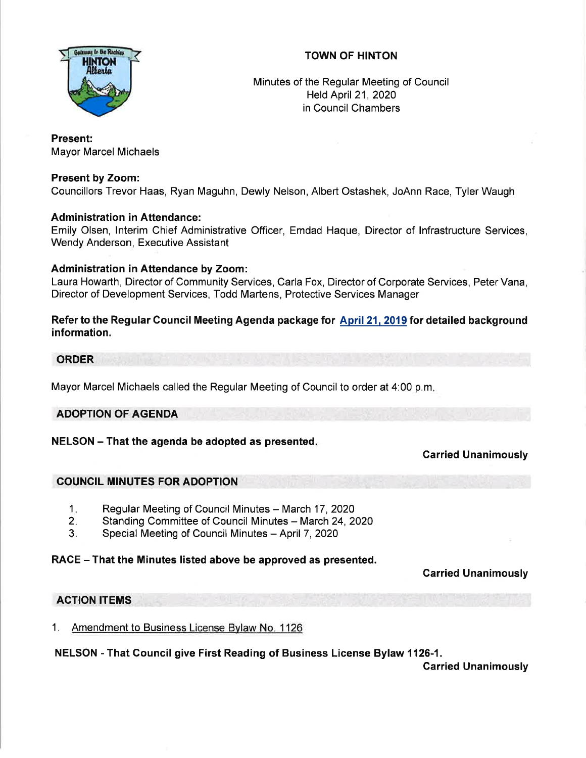# TOWN OF HINTON

Minutes of the Regular Meeting of Council
Held April 21, 2020
in Council Chambers

**Present:**
Mayor Marcel Michaels

**Present by Zoom:**
Councillors Trevor Haas, Ryan Maguhn, Dewly Nelson, Albert Ostashek, JoAnn Race, Tyler Waugh

**Administration in Attendance:**
Emily Olsen, Interim Chief Administrative Officer, Emdad Haque, Director of Infrastructure Services, Wendy Anderson, Executive Assistant

**Administration in Attendance by Zoom:**
Laura Howarth, Director of Community Services, Carla Fox, Director of Corporate Services, Peter Vana, Director of Development Services, Todd Martens, Protective Services Manager

**Refer to the Regular Council Meeting Agenda package for April 21, 2019 for detailed background information.**

## ORDER

Mayor Marcel Michaels called the Regular Meeting of Council to order at 4:00 p.m.

## ADOPTION OF AGENDA

**NELSON – That the agenda be adopted as presented.**

**Carried Unanimously**

## COUNCIL MINUTES FOR ADOPTION

1. Regular Meeting of Council Minutes – March 17, 2020
2. Standing Committee of Council Minutes – March 24, 2020
3. Special Meeting of Council Minutes – April 7, 2020

**RACE – That the Minutes listed above be approved as presented.**

**Carried Unanimously**

## ACTION ITEMS

1. Amendment to Business License Bylaw No. 1126

**NELSON - That Council give First Reading of Business License Bylaw 1126-1.**

**Carried Unanimously**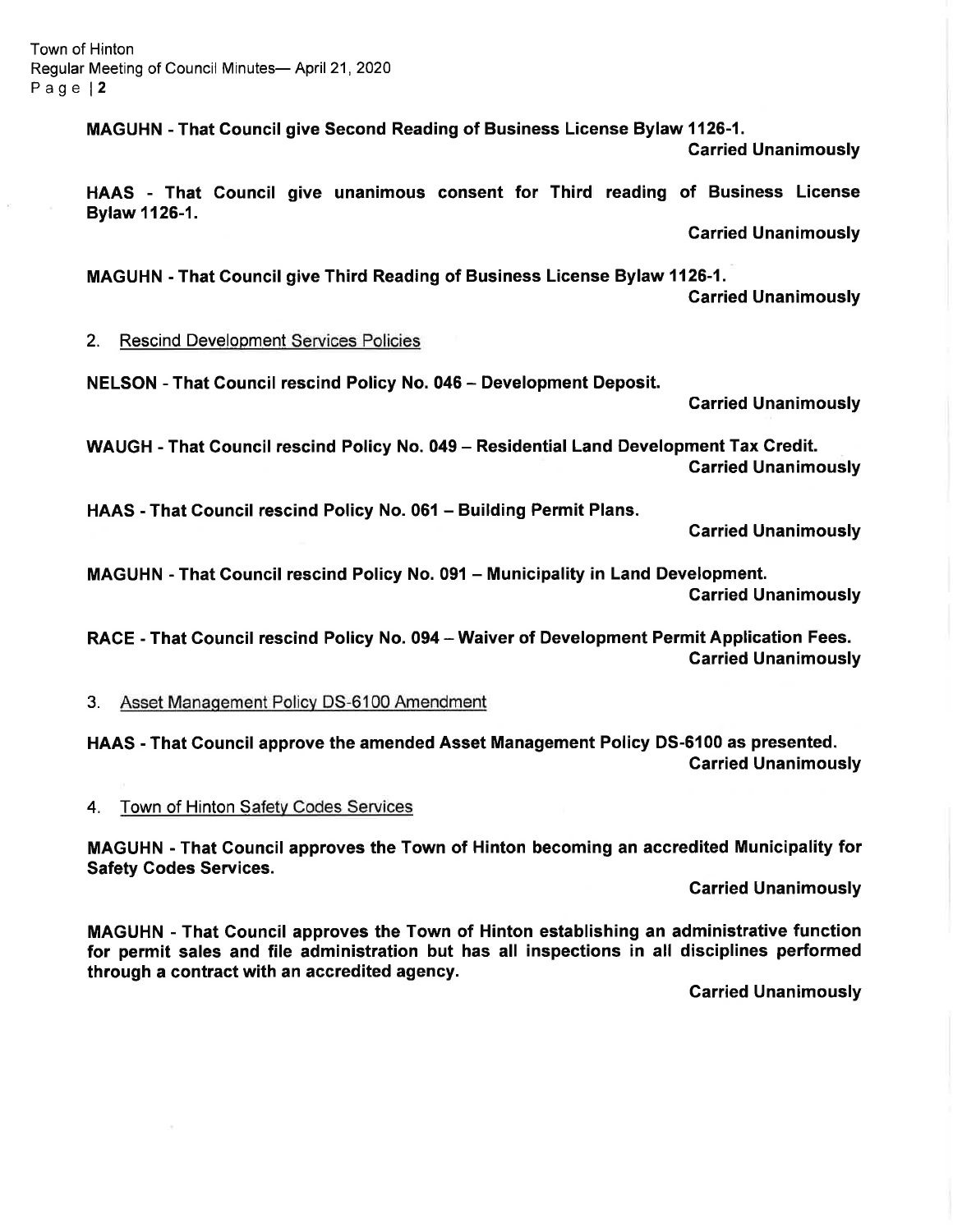**MAGUHN - That Council give Second Reading of Business License Bylaw 1126-1.**

**Carried Unanimously**

**HAAS - That Council give unanimous consent for Third reading of Business License Bylaw 1126-1.**

**Carried Unanimously**

**MAGUHN - That Council give Third Reading of Business License Bylaw 1126-1.**

**Carried Unanimously**

2. Rescind Development Services Policies

**NELSON - That Council rescind Policy No. 046 – Development Deposit.**

**Carried Unanimously**

**WAUGH - That Council rescind Policy No. 049 – Residential Land Development Tax Credit.**

**Carried Unanimously**

**HAAS - That Council rescind Policy No. 061 – Building Permit Plans.**

**Carried Unanimously**

**MAGUHN - That Council rescind Policy No. 091 – Municipality in Land Development.**

**Carried Unanimously**

**RACE - That Council rescind Policy No. 094 – Waiver of Development Permit Application Fees.**

**Carried Unanimously**

3. Asset Management Policy DS-6100 Amendment

**HAAS - That Council approve the amended Asset Management Policy DS-6100 as presented.**

**Carried Unanimously**

4. Town of Hinton Safety Codes Services

**MAGUHN - That Council approves the Town of Hinton becoming an accredited Municipality for Safety Codes Services.**

**Carried Unanimously**

**MAGUHN - That Council approves the Town of Hinton establishing an administrative function for permit sales and file administration but has all inspections in all disciplines performed through a contract with an accredited agency.**

**Carried Unanimously**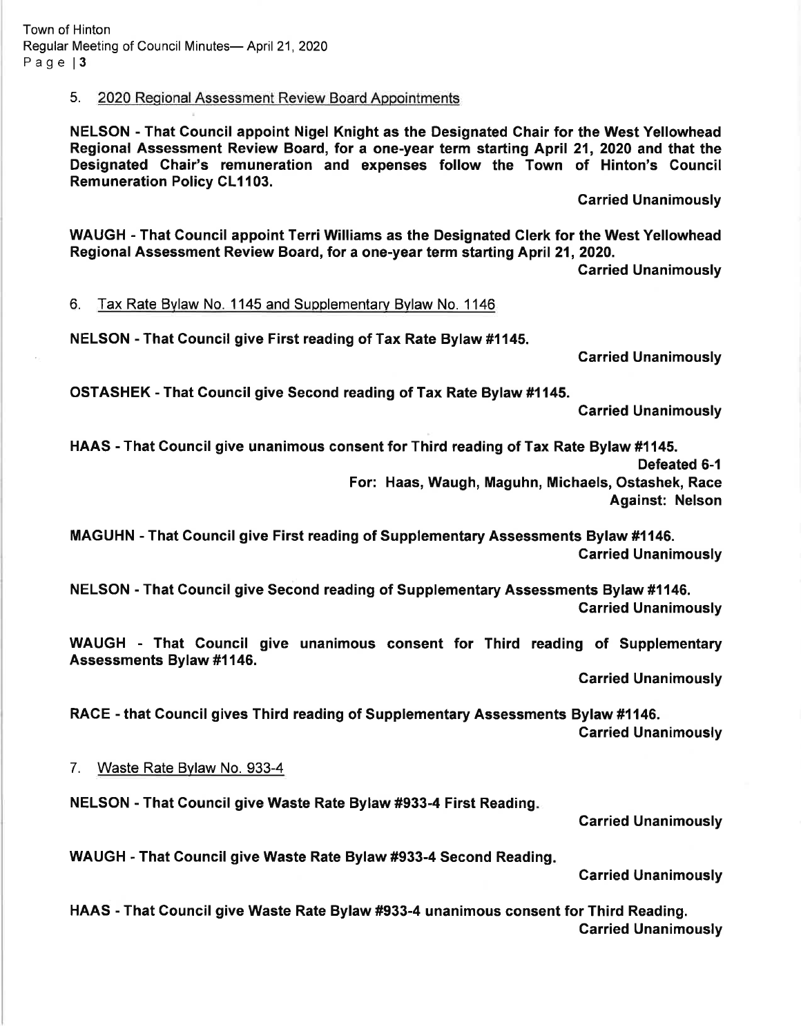5. <u>2020 Regional Assessment Review Board Appointments</u>

**NELSON - That Council appoint Nigel Knight as the Designated Chair for the West Yellowhead Regional Assessment Review Board, for a one-year term starting April 21, 2020 and that the Designated Chair's remuneration and expenses follow the Town of Hinton's Council Remuneration Policy CL1103.**

**Carried Unanimously**

**WAUGH - That Council appoint Terri Williams as the Designated Clerk for the West Yellowhead Regional Assessment Review Board, for a one-year term starting April 21, 2020.**

**Carried Unanimously**

6. <u>Tax Rate Bylaw No. 1145 and Supplementary Bylaw No. 1146</u>

**NELSON - That Council give First reading of Tax Rate Bylaw #1145.**

**Carried Unanimously**

**OSTASHEK - That Council give Second reading of Tax Rate Bylaw #1145.**

**Carried Unanimously**

**HAAS - That Council give unanimous consent for Third reading of Tax Rate Bylaw #1145.**

**Defeated 6-1**
**For: Haas, Waugh, Maguhn, Michaels, Ostashek, Race**
**Against: Nelson**

**MAGUHN - That Council give First reading of Supplementary Assessments Bylaw #1146.**

**Carried Unanimously**

**NELSON - That Council give Second reading of Supplementary Assessments Bylaw #1146.**

**Carried Unanimously**

**WAUGH - That Council give unanimous consent for Third reading of Supplementary Assessments Bylaw #1146.**

**Carried Unanimously**

**RACE - that Council gives Third reading of Supplementary Assessments Bylaw #1146.**

**Carried Unanimously**

7. <u>Waste Rate Bylaw No. 933-4</u>

**NELSON - That Council give Waste Rate Bylaw #933-4 First Reading.**

**Carried Unanimously**

**WAUGH - That Council give Waste Rate Bylaw #933-4 Second Reading.**

**Carried Unanimously**

**HAAS - That Council give Waste Rate Bylaw #933-4 unanimous consent for Third Reading.**

**Carried Unanimously**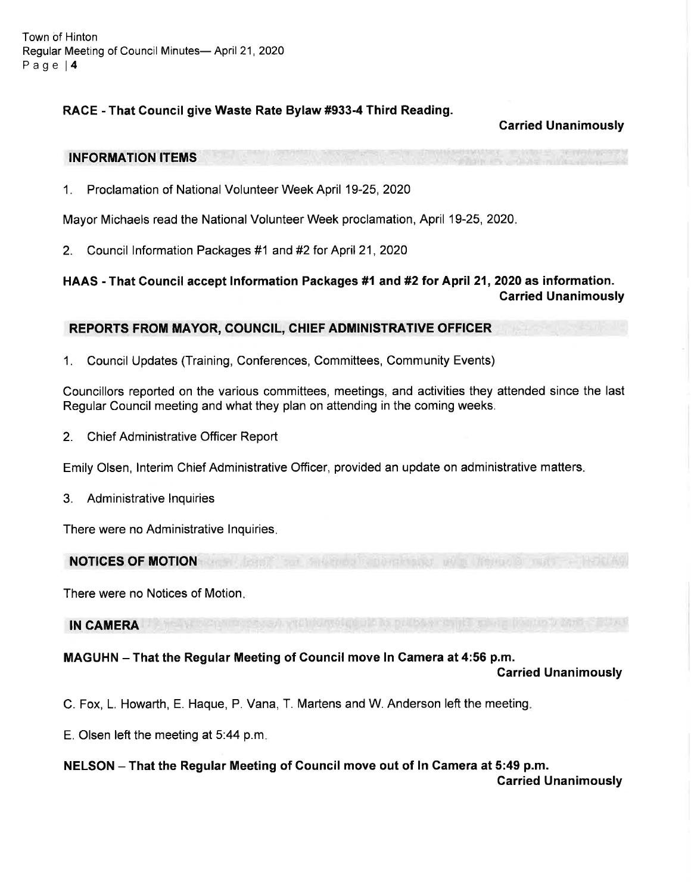**RACE - That Council give Waste Rate Bylaw #933-4 Third Reading.**

**Carried Unanimously**

## INFORMATION ITEMS

1. Proclamation of National Volunteer Week April 19-25, 2020

Mayor Michaels read the National Volunteer Week proclamation, April 19-25, 2020.

2. Council Information Packages #1 and #2 for April 21, 2020

**HAAS - That Council accept Information Packages #1 and #2 for April 21, 2020 as information.**

**Carried Unanimously**

## REPORTS FROM MAYOR, COUNCIL, CHIEF ADMINISTRATIVE OFFICER

1. Council Updates (Training, Conferences, Committees, Community Events)

Councillors reported on the various committees, meetings, and activities they attended since the last Regular Council meeting and what they plan on attending in the coming weeks.

2. Chief Administrative Officer Report

Emily Olsen, Interim Chief Administrative Officer, provided an update on administrative matters.

3. Administrative Inquiries

There were no Administrative Inquiries.

## NOTICES OF MOTION

There were no Notices of Motion.

## IN CAMERA

**MAGUHN – That the Regular Meeting of Council move In Camera at 4:56 p.m.**

**Carried Unanimously**

C. Fox, L. Howarth, E. Haque, P. Vana, T. Martens and W. Anderson left the meeting.

E. Olsen left the meeting at 5:44 p.m.

**NELSON – That the Regular Meeting of Council move out of In Camera at 5:49 p.m.**

**Carried Unanimously**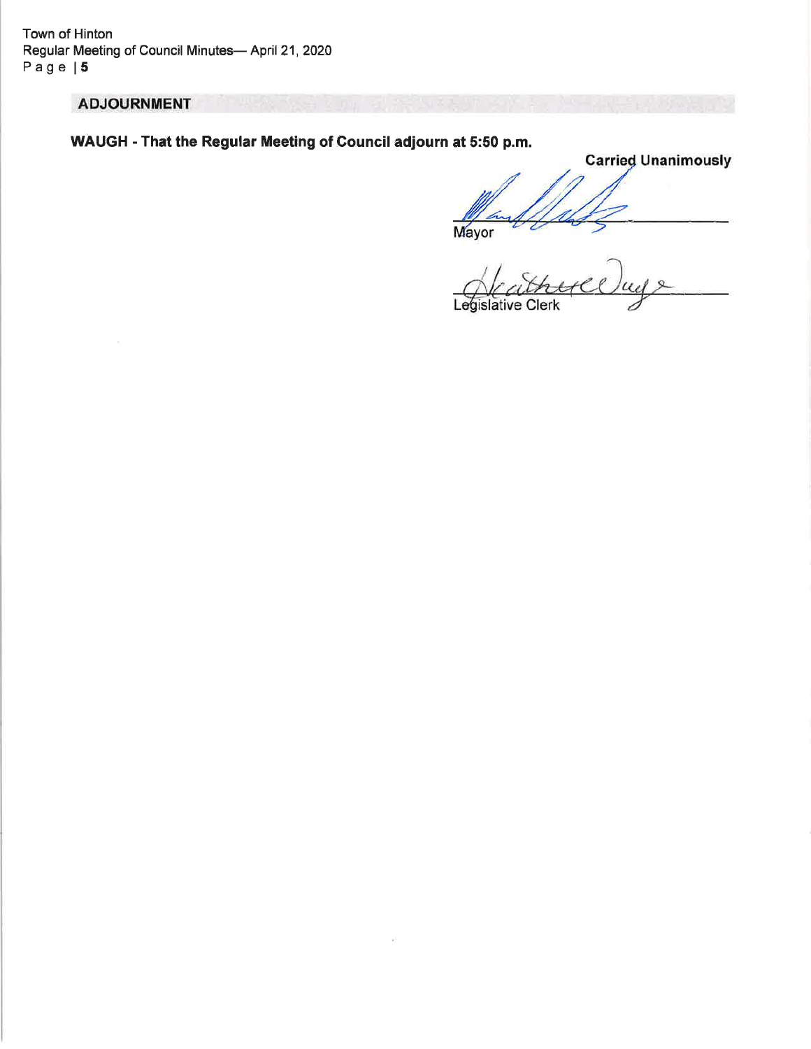## ADJOURNMENT

**WAUGH - That the Regular Meeting of Council adjourn at 5:50 p.m.**

**Carried Unanimously**

Mayor

Legislative Clerk